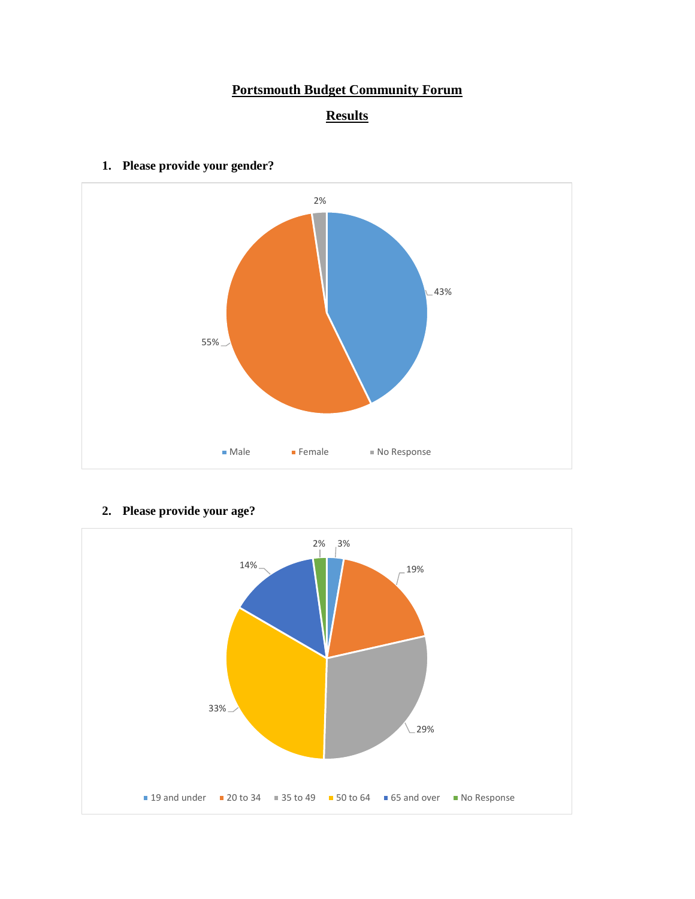# Portsmouth Budget Community Forum

## Results

### 1. Please provide your gender?

| Gender | Percentage |
| --- | --- |
| Male | 43% |
| Female | 55% |
| No Response | 2% |

### 2. Please provide your age?

| Age | Percentage |
| --- | --- |
| 19 and under | 3% |
| 20 to 34 | 19% |
| 35 to 49 | 29% |
| 50 to 64 | 33% |
| 65 and over | 14% |
| No Response | 2% |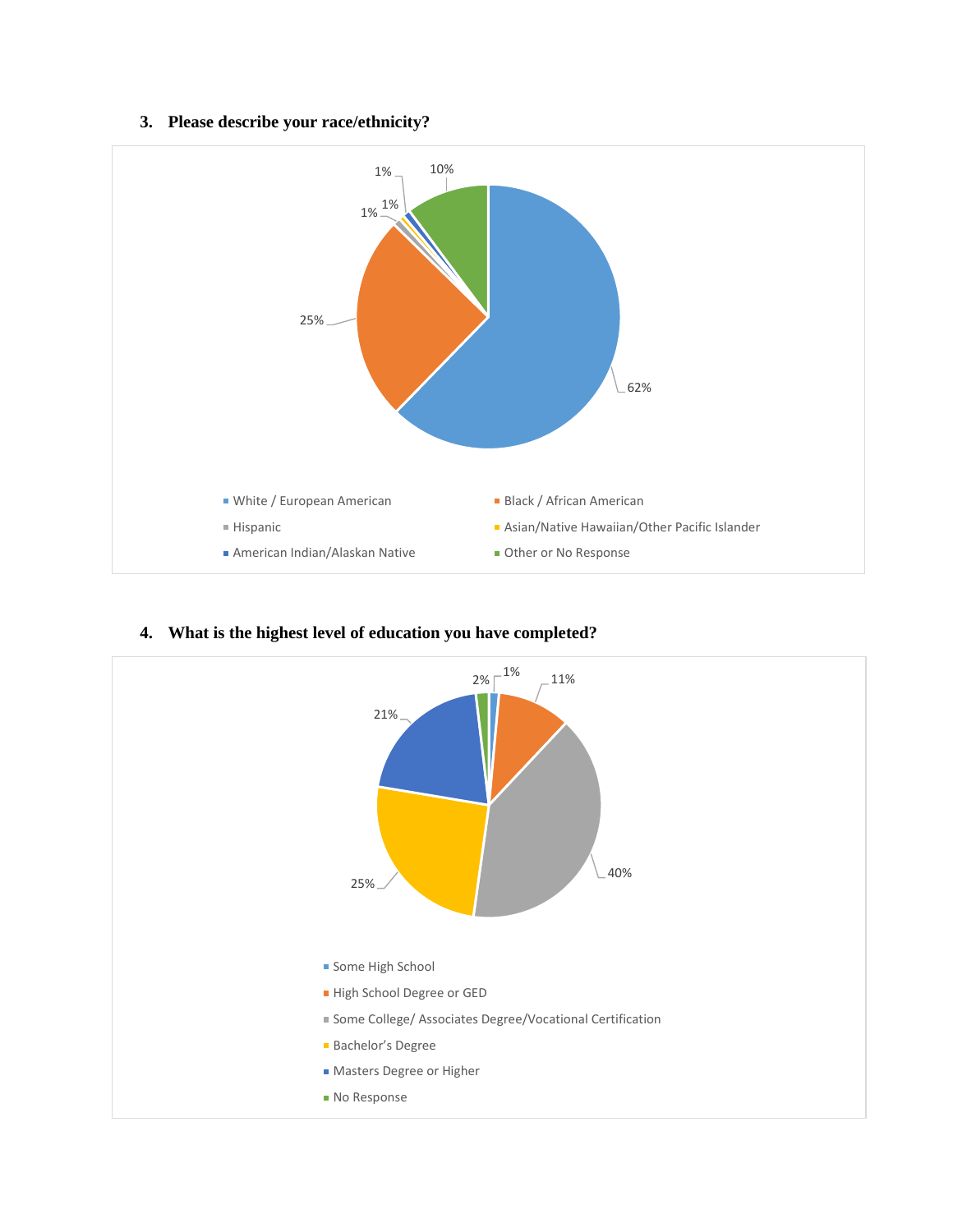3. **Please describe your race/ethnicity?**

| Race/Ethnicity | Percent |
|---|---|
| White / European American | 62% |
| Black / African American | 25% |
| Hispanic | 1% |
| Asian/Native Hawaiian/Other Pacific Islander | 1% |
| American Indian/Alaskan Native | 1% |
| Other or No Response | 10% |

4. **What is the highest level of education you have completed?**

| Education Level | Percent |
|---|---|
| Some High School | 1% |
| High School Degree or GED | 11% |
| Some College/ Associates Degree/Vocational Certification | 40% |
| Bachelor's Degree | 25% |
| Masters Degree or Higher | 21% |
| No Response | 2% |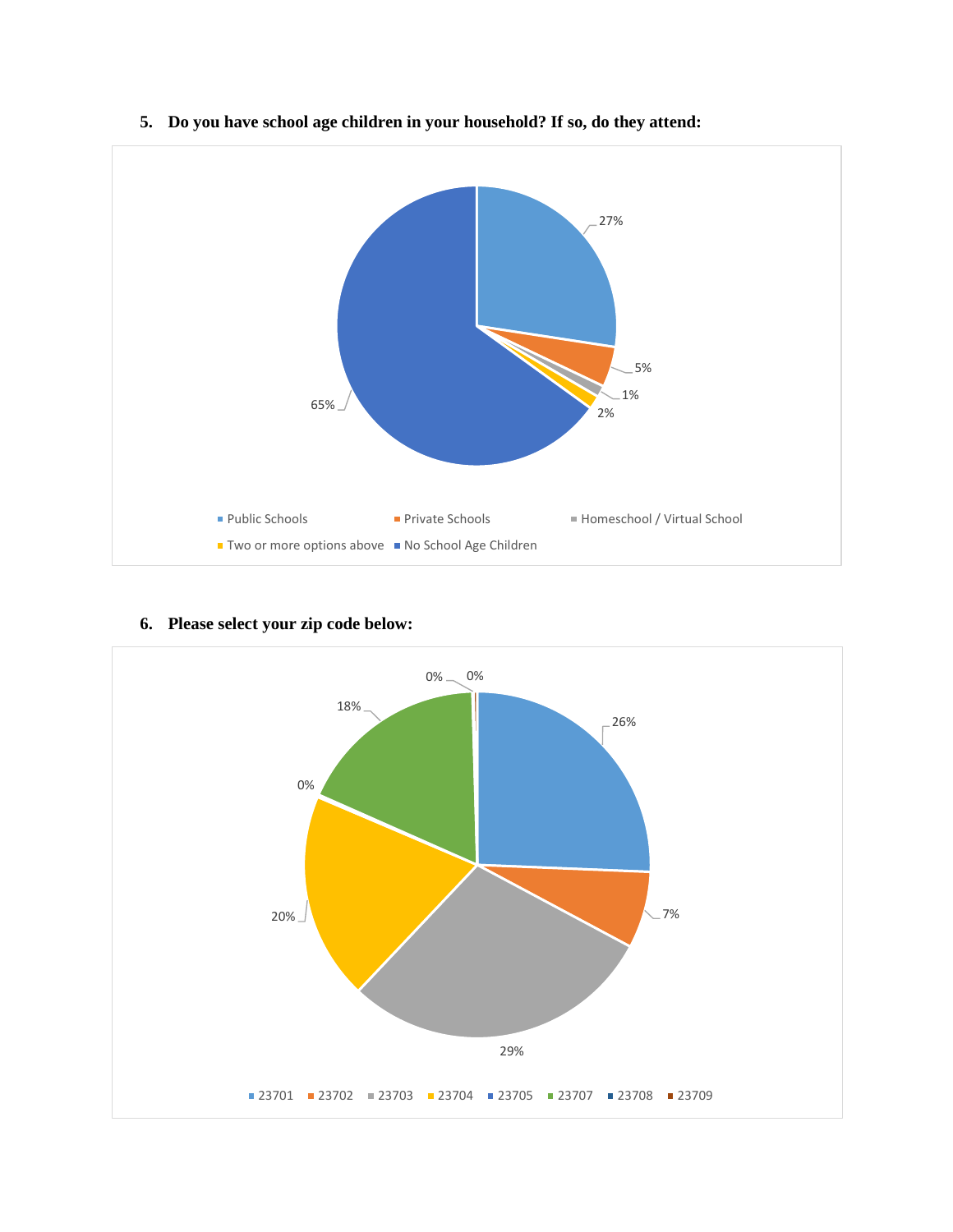5. **Do you have school age children in your household? If so, do they attend:**

| Response | Percentage |
|---|---|
| Public Schools | 27% |
| Private Schools | 5% |
| Homeschool / Virtual School | 1% |
| Two or more options above | 2% |
| No School Age Children | 65% |

6. **Please select your zip code below:**

| Zip Code | Percentage |
|---|---|
| 23701 | 26% |
| 23702 | 7% |
| 23703 | 29% |
| 23704 | 20% |
| 23705 | 0% |
| 23707 | 18% |
| 23708 | 0% |
| 23709 | 0% |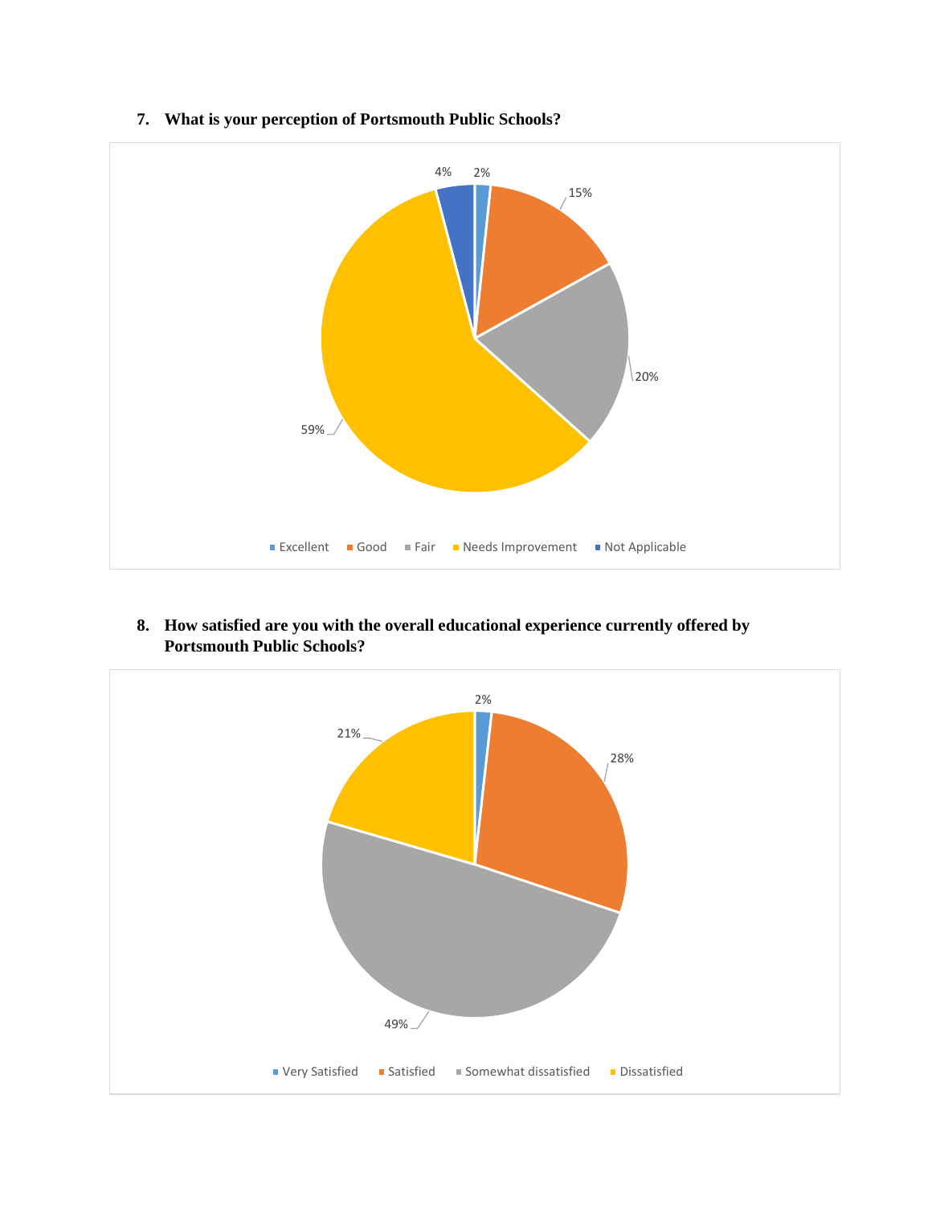**7. What is your perception of Portsmouth Public Schools?**

| Response | Percentage |
| --- | --- |
| Excellent | 2% |
| Good | 15% |
| Fair | 20% |
| Needs Improvement | 59% |
| Not Applicable | 4% |

**8. How satisfied are you with the overall educational experience currently offered by Portsmouth Public Schools?**

| Response | Percentage |
| --- | --- |
| Very Satisfied | 2% |
| Satisfied | 28% |
| Somewhat dissatisfied | 49% |
| Dissatisfied | 21% |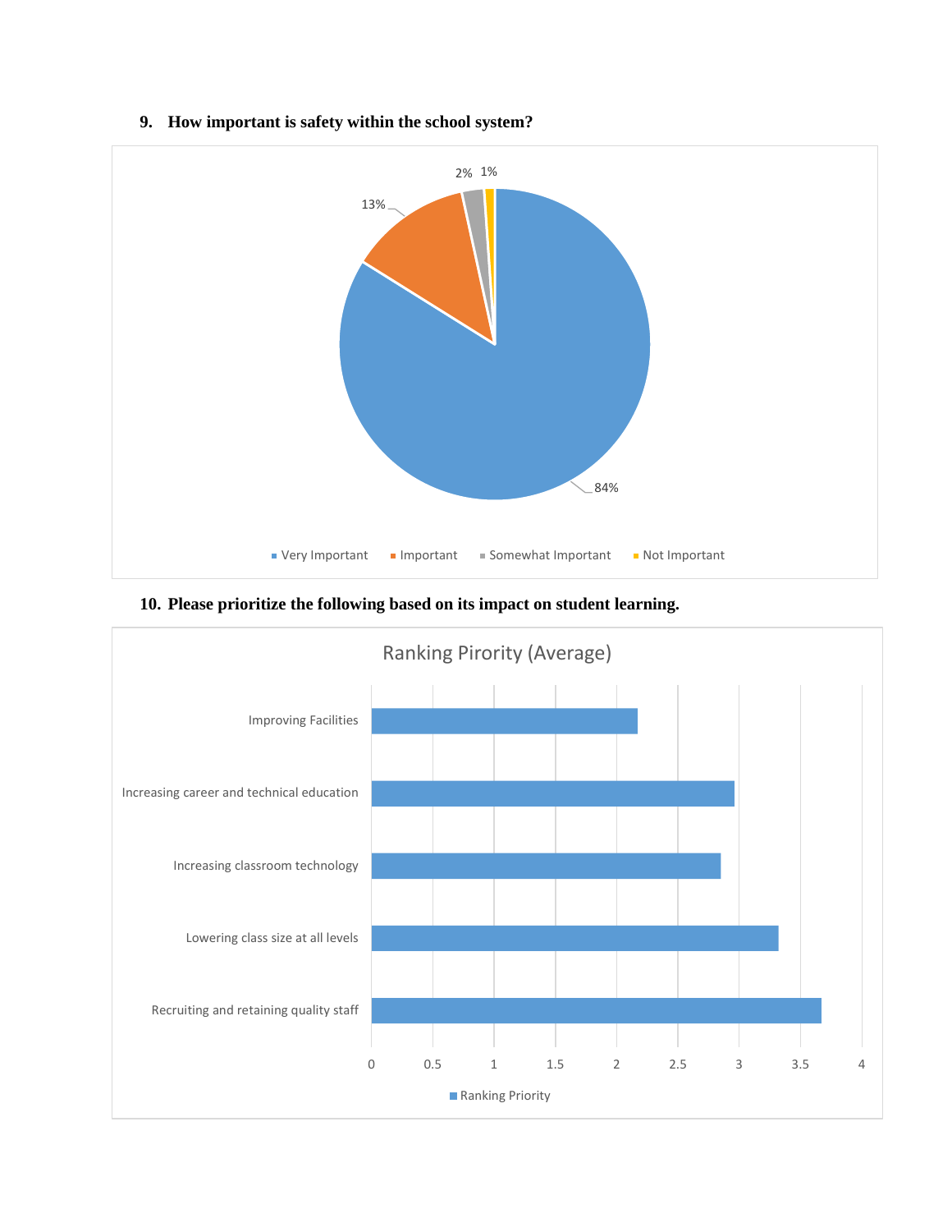9. **How important is safety within the school system?**

10. **Please prioritize the following based on its impact on student learning.**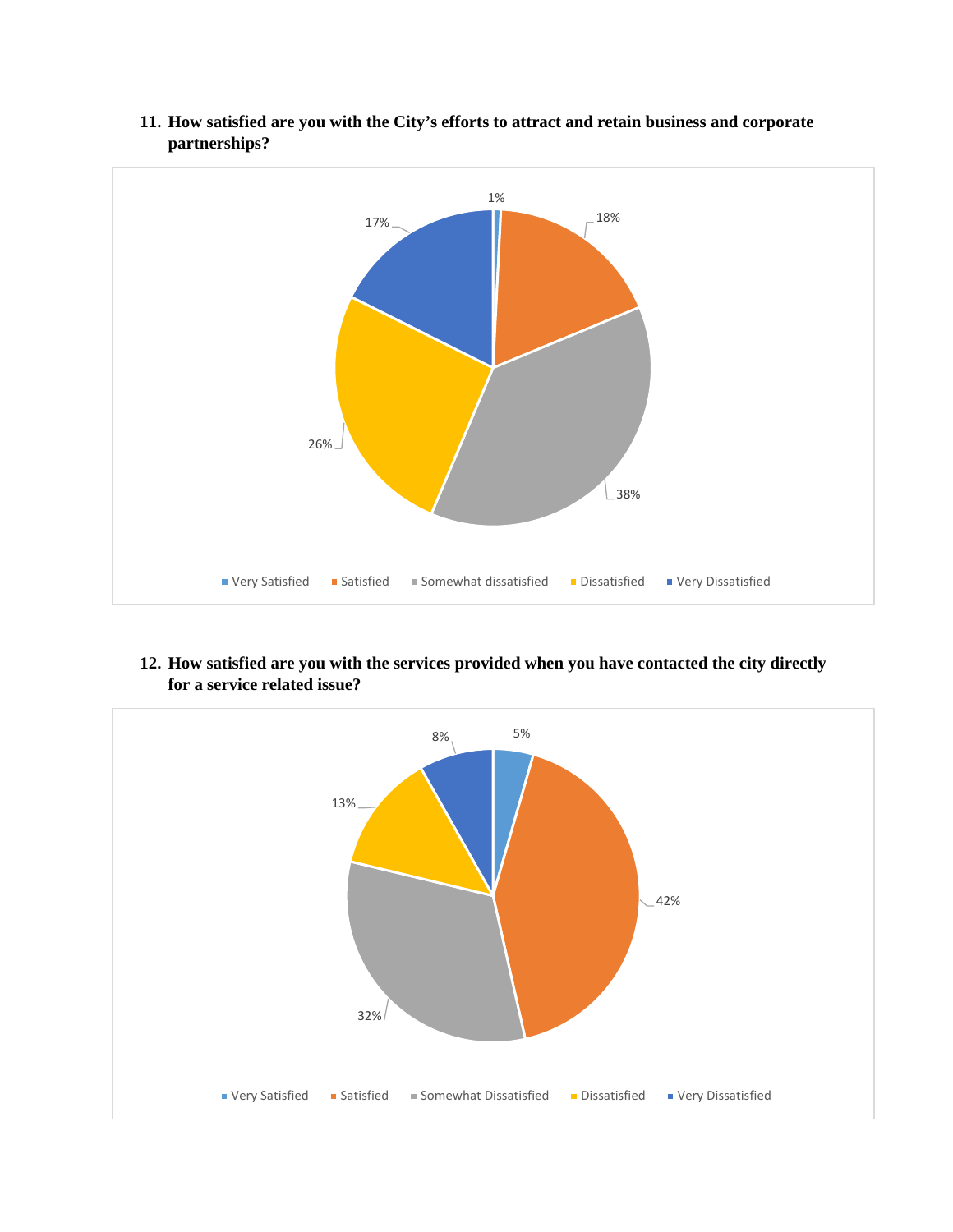11. **How satisfied are you with the City's efforts to attract and retain business and corporate partnerships?**

| Response | Percentage |
|---|---|
| Very Satisfied | 1% |
| Satisfied | 18% |
| Somewhat dissatisfied | 38% |
| Dissatisfied | 26% |
| Very Dissatisfied | 17% |

12. **How satisfied are you with the services provided when you have contacted the city directly for a service related issue?**

| Response | Percentage |
|---|---|
| Very Satisfied | 5% |
| Satisfied | 42% |
| Somewhat Dissatisfied | 32% |
| Dissatisfied | 13% |
| Very Dissatisfied | 8% |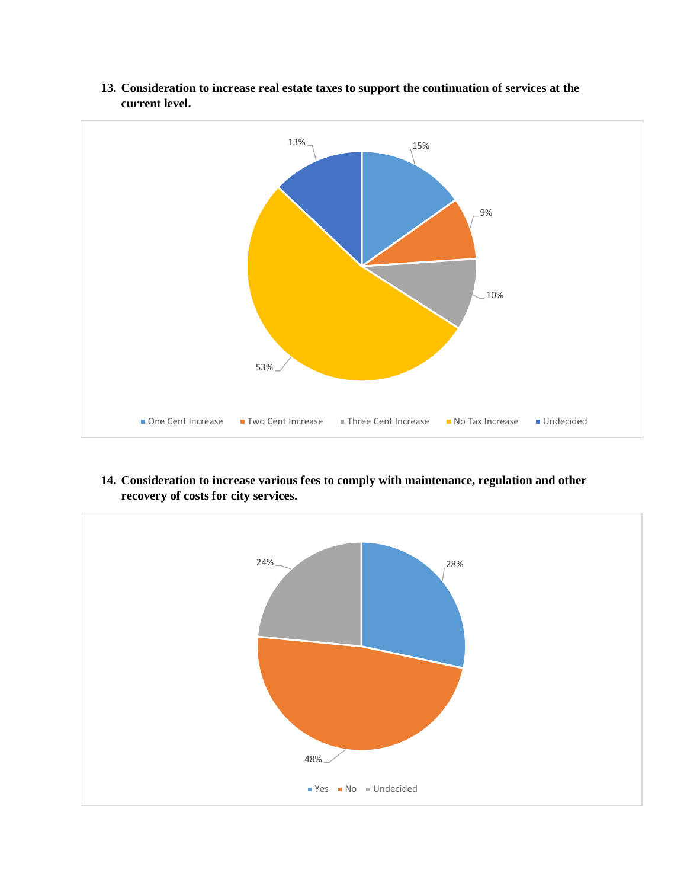13. **Consideration to increase real estate taxes to support the continuation of services at the current level.**

| Response | Percentage |
|---|---|
| One Cent Increase | 15% |
| Two Cent Increase | 9% |
| Three Cent Increase | 10% |
| No Tax Increase | 53% |
| Undecided | 13% |

14. **Consideration to increase various fees to comply with maintenance, regulation and other recovery of costs for city services.**

| Response | Percentage |
|---|---|
| Yes | 28% |
| No | 48% |
| Undecided | 24% |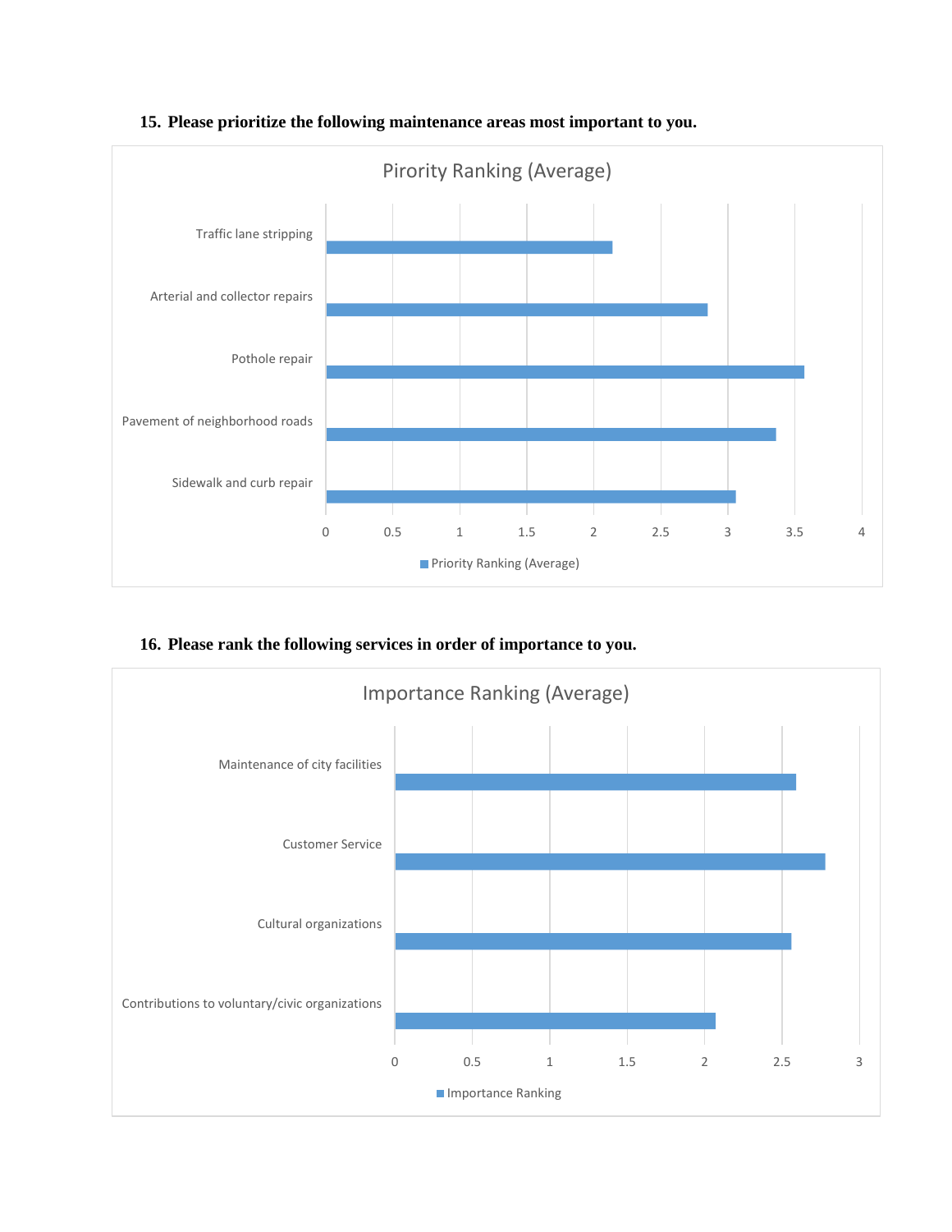15. **Please prioritize the following maintenance areas most important to you.**

Pirority Ranking (Average)

| Maintenance area | Priority Ranking (Average) |
| --- | --- |
| Traffic lane stripping | ~2.14 |
| Arterial and collector repairs | ~2.85 |
| Pothole repair | ~3.57 |
| Pavement of neighborhood roads | ~3.36 |
| Sidewalk and curb repair | ~3.06 |

16. **Please rank the following services in order of importance to you.**

Importance Ranking (Average)

| Service | Importance Ranking |
| --- | --- |
| Maintenance of city facilities | ~2.59 |
| Customer Service | ~2.78 |
| Cultural organizations | ~2.56 |
| Contributions to voluntary/civic organizations | ~2.07 |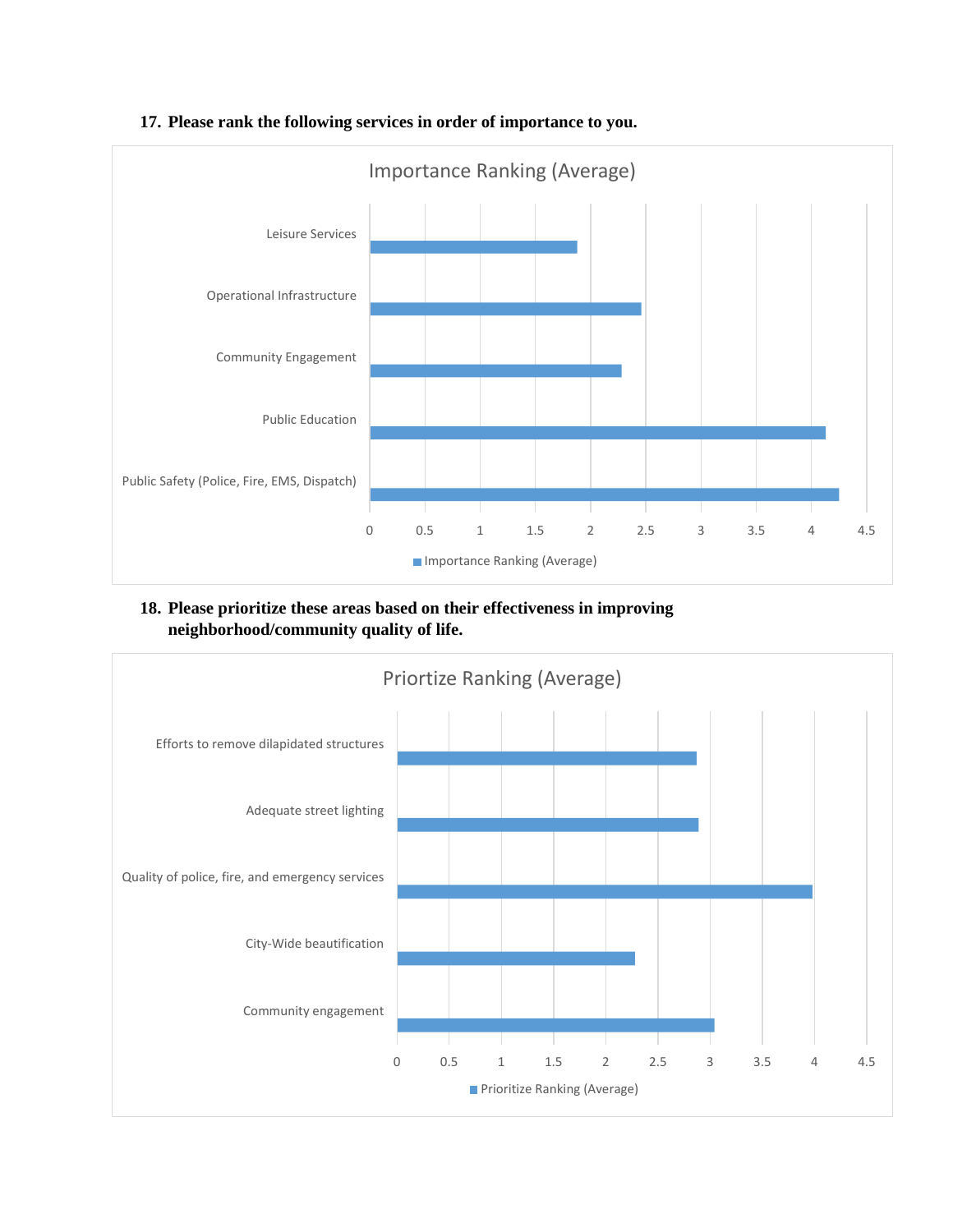17. **Please rank the following services in order of importance to you.**

Importance Ranking (Average)

| Service | Importance Ranking (Average) |
| --- | --- |
| Leisure Services | ~1.88 |
| Operational Infrastructure | ~2.46 |
| Community Engagement | ~2.28 |
| Public Education | ~4.13 |
| Public Safety (Police, Fire, EMS, Dispatch) | ~4.25 |

18. **Please prioritize these areas based on their effectiveness in improving neighborhood/community quality of life.**

Priortize Ranking (Average)

| Area | Prioritize Ranking (Average) |
| --- | --- |
| Efforts to remove dilapidated structures | ~2.87 |
| Adequate street lighting | ~2.89 |
| Quality of police, fire, and emergency services | ~3.98 |
| City-Wide beautification | ~2.28 |
| Community engagement | ~3.04 |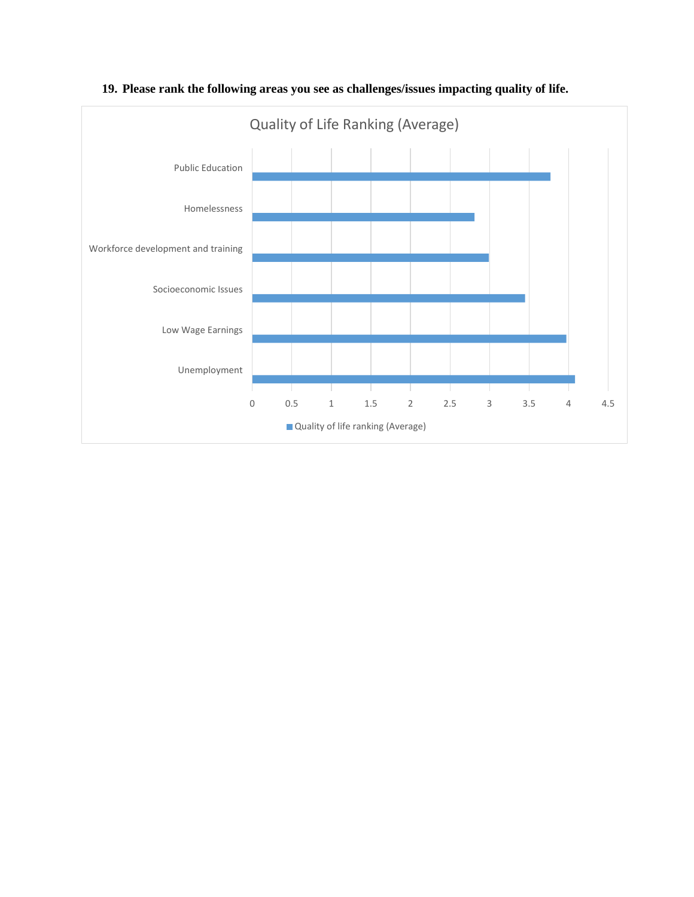**19. Please rank the following areas you see as challenges/issues impacting quality of life.**

Quality of Life Ranking (Average)

Public Education

Homelessness

Workforce development and training

Socioeconomic Issues

Low Wage Earnings

Unemployment

0 0.5 1 1.5 2 2.5 3 3.5 4 4.5

Quality of life ranking (Average)